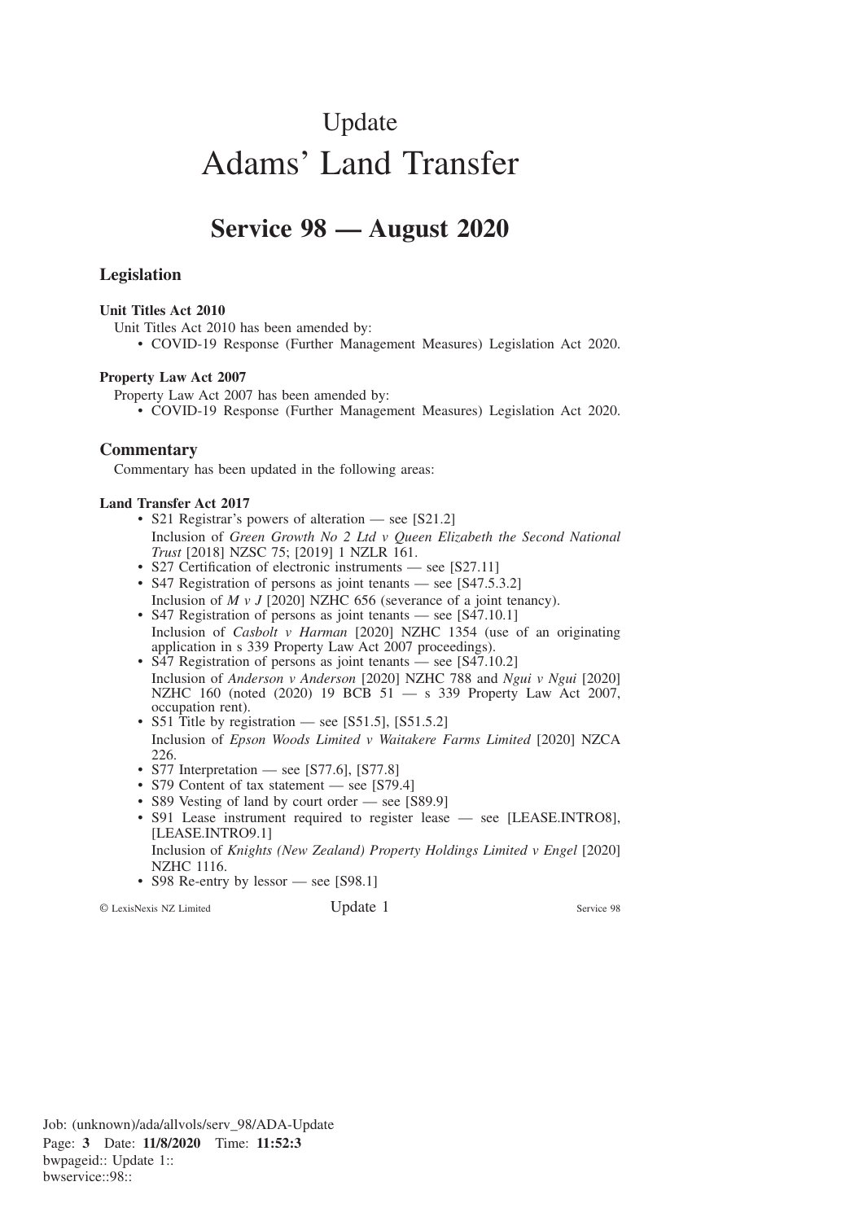# Update

# Adams' Land Transfer

## Service 98 — August 2020

### Legislation

**Unit Titles Act 2010**

Unit Titles Act 2010 has been amended by:

- COVID-19 Response (Further Management Measures) Legislation Act 2020.

**Property Law Act 2007**

Property Law Act 2007 has been amended by:

- COVID-19 Response (Further Management Measures) Legislation Act 2020.

### Commentary

Commentary has been updated in the following areas:

**Land Transfer Act 2017**

- S21 Registrar's powers of alteration — see [S21.2]
  Inclusion of *Green Growth No 2 Ltd v Queen Elizabeth the Second National Trust* [2018] NZSC 75; [2019] 1 NZLR 161.
- S27 Certification of electronic instruments — see [S27.11]
- S47 Registration of persons as joint tenants — see [S47.5.3.2]
  Inclusion of *M v J* [2020] NZHC 656 (severance of a joint tenancy).
- S47 Registration of persons as joint tenants — see [S47.10.1]
  Inclusion of *Casbolt v Harman* [2020] NZHC 1354 (use of an originating application in s 339 Property Law Act 2007 proceedings).
- S47 Registration of persons as joint tenants — see [S47.10.2]
  Inclusion of *Anderson v Anderson* [2020] NZHC 788 and *Ngui v Ngui* [2020] NZHC 160 (noted (2020) 19 BCB 51 — s 339 Property Law Act 2007, occupation rent).
- S51 Title by registration — see [S51.5], [S51.5.2]
  Inclusion of *Epson Woods Limited v Waitakere Farms Limited* [2020] NZCA 226.
- S77 Interpretation — see [S77.6], [S77.8]
- S79 Content of tax statement — see [S79.4]
- S89 Vesting of land by court order — see [S89.9]
- S91 Lease instrument required to register lease — see [LEASE.INTRO8], [LEASE.INTRO9.1]
  Inclusion of *Knights (New Zealand) Property Holdings Limited v Engel* [2020] NZHC 1116.
- S98 Re-entry by lessor — see [S98.1]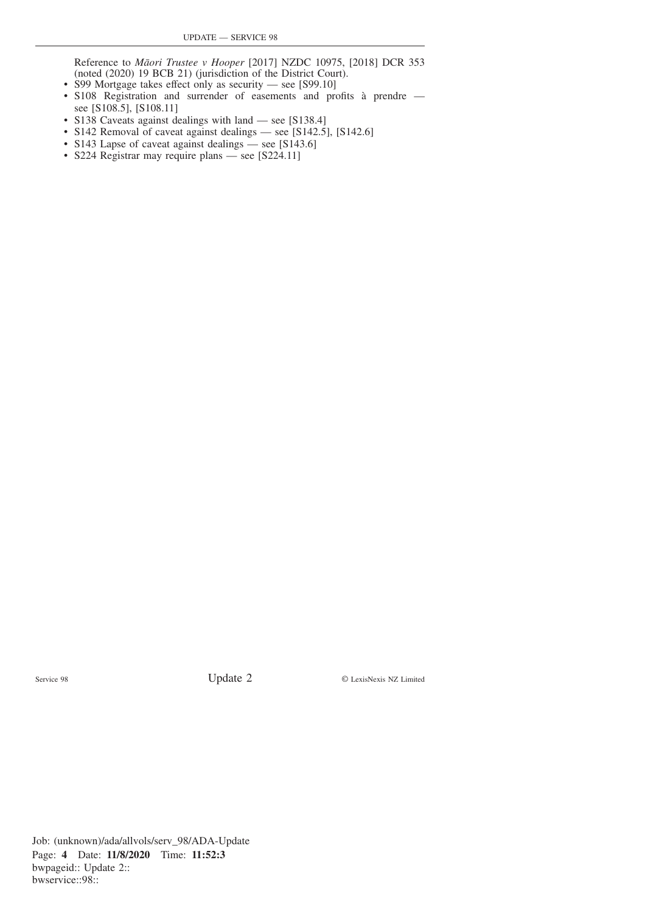Reference to *Māori Trustee v Hooper* [2017] NZDC 10975, [2018] DCR 353 (noted (2020) 19 BCB 21) (jurisdiction of the District Court).

- S99 Mortgage takes effect only as security — see [S99.10]
- S108 Registration and surrender of easements and profits à prendre — see [S108.5], [S108.11]
- S138 Caveats against dealings with land — see [S138.4]
- S142 Removal of caveat against dealings — see [S142.5], [S142.6]
- S143 Lapse of caveat against dealings — see [S143.6]
- S224 Registrar may require plans — see [S224.11]